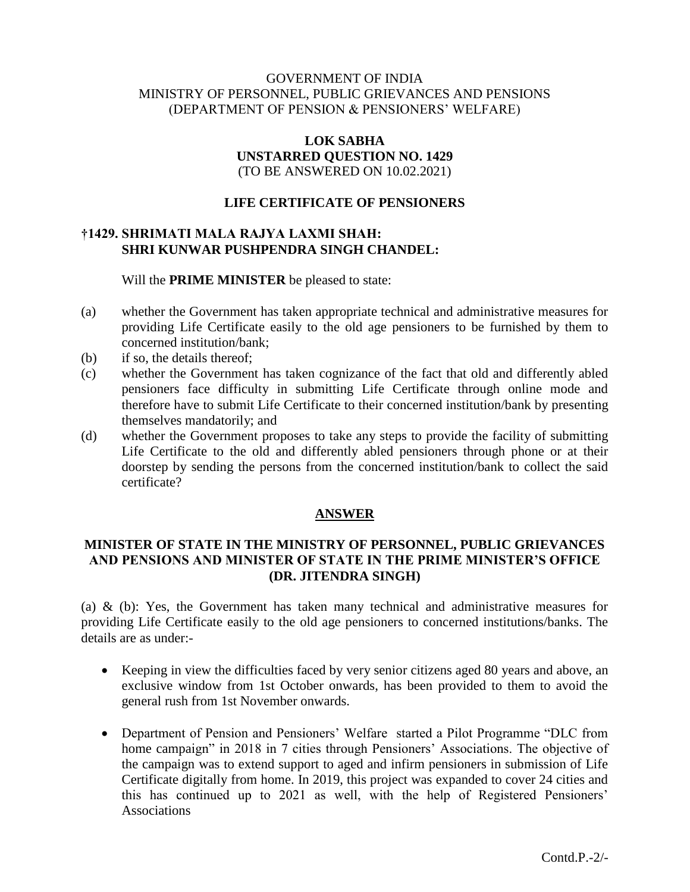GOVERNMENT OF INDIA
MINISTRY OF PERSONNEL, PUBLIC GRIEVANCES AND PENSIONS
(DEPARTMENT OF PENSION & PENSIONERS' WELFARE)

**LOK SABHA**
**UNSTARRED QUESTION NO. 1429**
(TO BE ANSWERED ON 10.02.2021)

**LIFE CERTIFICATE OF PENSIONERS**

**†1429. SHRIMATI MALA RAJYA LAXMI SHAH:**
**SHRI KUNWAR PUSHPENDRA SINGH CHANDEL:**

Will the **PRIME MINISTER** be pleased to state:

(a) whether the Government has taken appropriate technical and administrative measures for providing Life Certificate easily to the old age pensioners to be furnished by them to concerned institution/bank;

(b) if so, the details thereof;

(c) whether the Government has taken cognizance of the fact that old and differently abled pensioners face difficulty in submitting Life Certificate through online mode and therefore have to submit Life Certificate to their concerned institution/bank by presenting themselves mandatorily; and

(d) whether the Government proposes to take any steps to provide the facility of submitting Life Certificate to the old and differently abled pensioners through phone or at their doorstep by sending the persons from the concerned institution/bank to collect the said certificate?

**ANSWER**

**MINISTER OF STATE IN THE MINISTRY OF PERSONNEL, PUBLIC GRIEVANCES AND PENSIONS AND MINISTER OF STATE IN THE PRIME MINISTER'S OFFICE (DR. JITENDRA SINGH)**

(a) & (b): Yes, the Government has taken many technical and administrative measures for providing Life Certificate easily to the old age pensioners to concerned institutions/banks. The details are as under:-

- Keeping in view the difficulties faced by very senior citizens aged 80 years and above, an exclusive window from 1st October onwards, has been provided to them to avoid the general rush from 1st November onwards.
- Department of Pension and Pensioners' Welfare started a Pilot Programme "DLC from home campaign" in 2018 in 7 cities through Pensioners' Associations. The objective of the campaign was to extend support to aged and infirm pensioners in submission of Life Certificate digitally from home. In 2019, this project was expanded to cover 24 cities and this has continued up to 2021 as well, with the help of Registered Pensioners' Associations

Contd.P.-2/-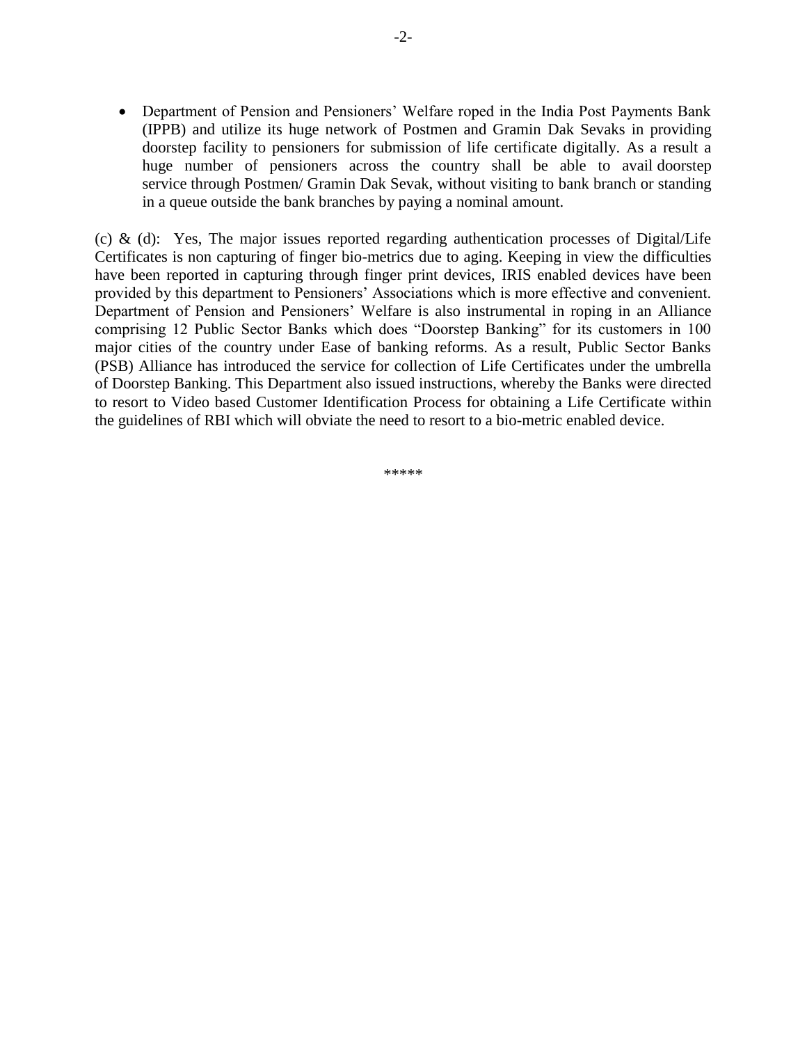- Department of Pension and Pensioners' Welfare roped in the India Post Payments Bank (IPPB) and utilize its huge network of Postmen and Gramin Dak Sevaks in providing doorstep facility to pensioners for submission of life certificate digitally. As a result a huge number of pensioners across the country shall be able to avail doorstep service through Postmen/ Gramin Dak Sevak, without visiting to bank branch or standing in a queue outside the bank branches by paying a nominal amount.

(c) & (d): Yes, The major issues reported regarding authentication processes of Digital/Life Certificates is non capturing of finger bio-metrics due to aging. Keeping in view the difficulties have been reported in capturing through finger print devices, IRIS enabled devices have been provided by this department to Pensioners' Associations which is more effective and convenient. Department of Pension and Pensioners' Welfare is also instrumental in roping in an Alliance comprising 12 Public Sector Banks which does "Doorstep Banking" for its customers in 100 major cities of the country under Ease of banking reforms. As a result, Public Sector Banks (PSB) Alliance has introduced the service for collection of Life Certificates under the umbrella of Doorstep Banking. This Department also issued instructions, whereby the Banks were directed to resort to Video based Customer Identification Process for obtaining a Life Certificate within the guidelines of RBI which will obviate the need to resort to a bio-metric enabled device.

*****